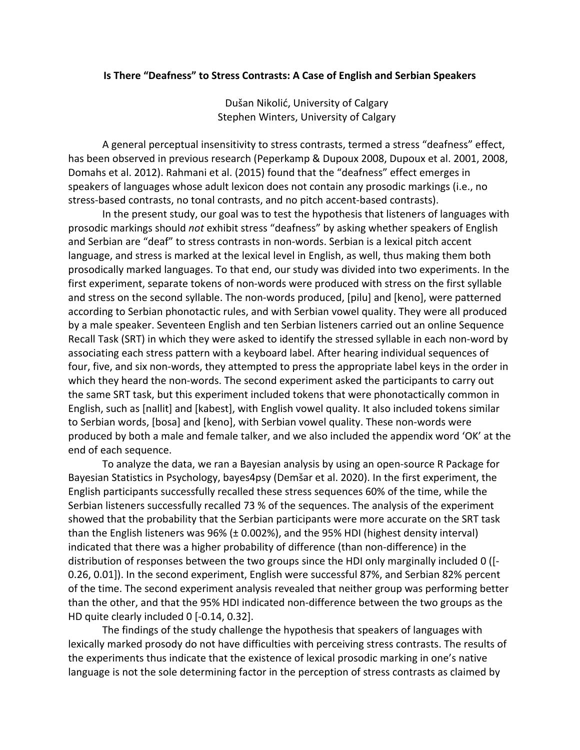# Is There “Deafness” to Stress Contrasts: A Case of English and Serbian Speakers

Dušan Nikolić, University of Calgary
Stephen Winters, University of Calgary

A general perceptual insensitivity to stress contrasts, termed a stress “deafness” effect, has been observed in previous research (Peperkamp & Dupoux 2008, Dupoux et al. 2001, 2008, Domahs et al. 2012). Rahmani et al. (2015) found that the “deafness” effect emerges in speakers of languages whose adult lexicon does not contain any prosodic markings (i.e., no stress-based contrasts, no tonal contrasts, and no pitch accent-based contrasts).

In the present study, our goal was to test the hypothesis that listeners of languages with prosodic markings should *not* exhibit stress “deafness” by asking whether speakers of English and Serbian are “deaf” to stress contrasts in non-words. Serbian is a lexical pitch accent language, and stress is marked at the lexical level in English, as well, thus making them both prosodically marked languages. To that end, our study was divided into two experiments. In the first experiment, separate tokens of non-words were produced with stress on the first syllable and stress on the second syllable. The non-words produced, [pilu] and [keno], were patterned according to Serbian phonotactic rules, and with Serbian vowel quality. They were all produced by a male speaker. Seventeen English and ten Serbian listeners carried out an online Sequence Recall Task (SRT) in which they were asked to identify the stressed syllable in each non-word by associating each stress pattern with a keyboard label. After hearing individual sequences of four, five, and six non-words, they attempted to press the appropriate label keys in the order in which they heard the non-words. The second experiment asked the participants to carry out the same SRT task, but this experiment included tokens that were phonotactically common in English, such as [nallit] and [kabest], with English vowel quality. It also included tokens similar to Serbian words, [bosa] and [keno], with Serbian vowel quality. These non-words were produced by both a male and female talker, and we also included the appendix word ‘OK’ at the end of each sequence.

To analyze the data, we ran a Bayesian analysis by using an open-source R Package for Bayesian Statistics in Psychology, bayes4psy (Demšar et al. 2020). In the first experiment, the English participants successfully recalled these stress sequences 60% of the time, while the Serbian listeners successfully recalled 73 % of the sequences. The analysis of the experiment showed that the probability that the Serbian participants were more accurate on the SRT task than the English listeners was 96% (± 0.002%), and the 95% HDI (highest density interval) indicated that there was a higher probability of difference (than non-difference) in the distribution of responses between the two groups since the HDI only marginally included 0 ([-0.26, 0.01]). In the second experiment, English were successful 87%, and Serbian 82% percent of the time. The second experiment analysis revealed that neither group was performing better than the other, and that the 95% HDI indicated non-difference between the two groups as the HD quite clearly included 0 [-0.14, 0.32].

The findings of the study challenge the hypothesis that speakers of languages with lexically marked prosody do not have difficulties with perceiving stress contrasts. The results of the experiments thus indicate that the existence of lexical prosodic marking in one’s native language is not the sole determining factor in the perception of stress contrasts as claimed by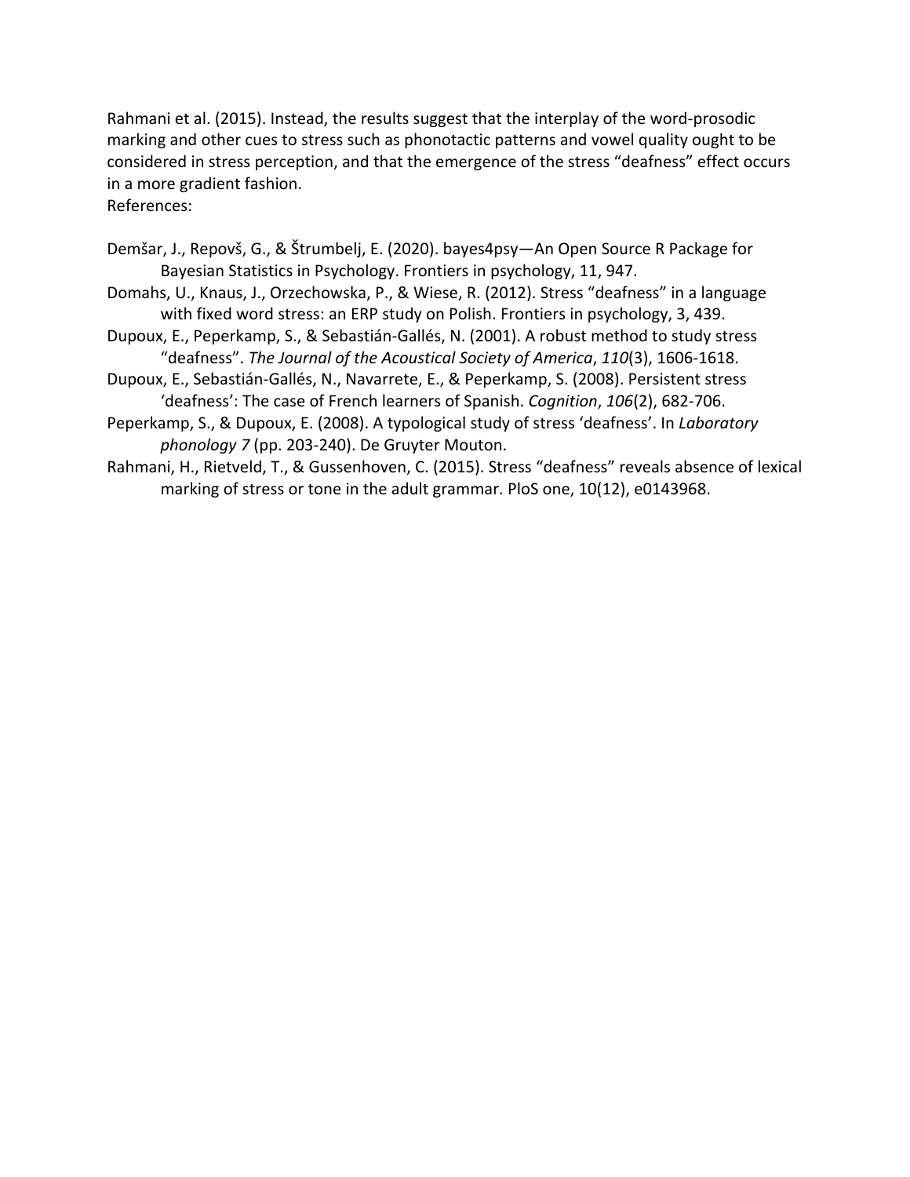Rahmani et al. (2015). Instead, the results suggest that the interplay of the word-prosodic marking and other cues to stress such as phonotactic patterns and vowel quality ought to be considered in stress perception, and that the emergence of the stress "deafness" effect occurs in a more gradient fashion.

References:

Demšar, J., Repovš, G., & Štrumbelj, E. (2020). bayes4psy—An Open Source R Package for Bayesian Statistics in Psychology. Frontiers in psychology, 11, 947.

Domahs, U., Knaus, J., Orzechowska, P., & Wiese, R. (2012). Stress "deafness" in a language with fixed word stress: an ERP study on Polish. Frontiers in psychology, 3, 439.

Dupoux, E., Peperkamp, S., & Sebastián-Gallés, N. (2001). A robust method to study stress "deafness". *The Journal of the Acoustical Society of America*, *110*(3), 1606-1618.

Dupoux, E., Sebastián-Gallés, N., Navarrete, E., & Peperkamp, S. (2008). Persistent stress 'deafness': The case of French learners of Spanish. *Cognition*, *106*(2), 682-706.

Peperkamp, S., & Dupoux, E. (2008). A typological study of stress 'deafness'. In *Laboratory phonology 7* (pp. 203-240). De Gruyter Mouton.

Rahmani, H., Rietveld, T., & Gussenhoven, C. (2015). Stress "deafness" reveals absence of lexical marking of stress or tone in the adult grammar. PloS one, 10(12), e0143968.